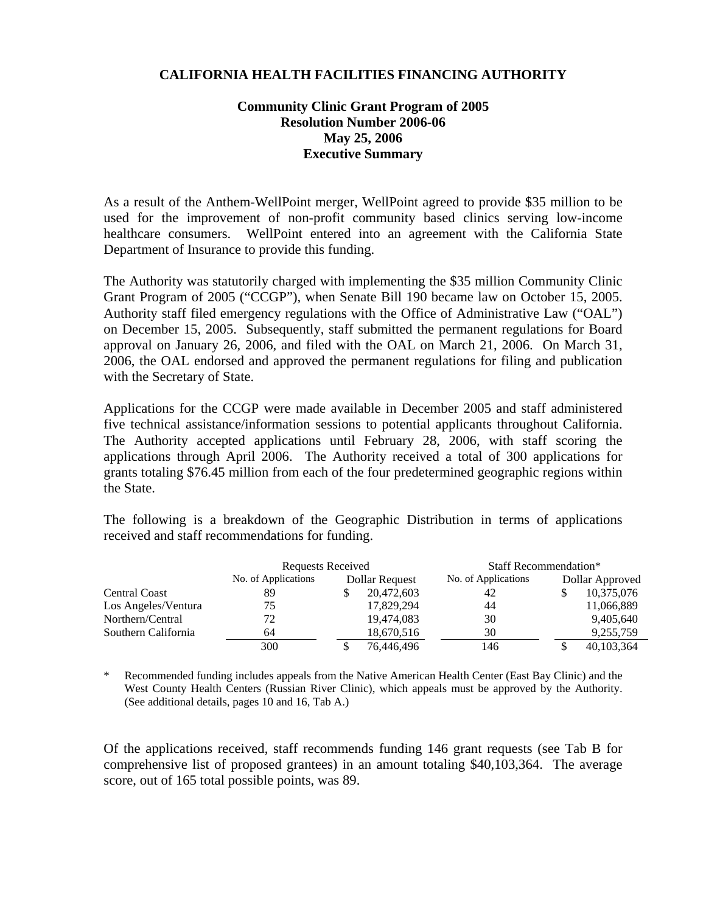**CALIFORNIA HEALTH FACILITIES FINANCING AUTHORITY**

**Community Clinic Grant Program of 2005**
**Resolution Number 2006-06**
**May 25, 2006**
**Executive Summary**

As a result of the Anthem-WellPoint merger, WellPoint agreed to provide $35 million to be used for the improvement of non-profit community based clinics serving low-income healthcare consumers. WellPoint entered into an agreement with the California State Department of Insurance to provide this funding.

The Authority was statutorily charged with implementing the $35 million Community Clinic Grant Program of 2005 ("CCGP"), when Senate Bill 190 became law on October 15, 2005. Authority staff filed emergency regulations with the Office of Administrative Law ("OAL") on December 15, 2005. Subsequently, staff submitted the permanent regulations for Board approval on January 26, 2006, and filed with the OAL on March 21, 2006. On March 31, 2006, the OAL endorsed and approved the permanent regulations for filing and publication with the Secretary of State.

Applications for the CCGP were made available in December 2005 and staff administered five technical assistance/information sessions to potential applicants throughout California. The Authority accepted applications until February 28, 2006, with staff scoring the applications through April 2006. The Authority received a total of 300 applications for grants totaling $76.45 million from each of the four predetermined geographic regions within the State.

The following is a breakdown of the Geographic Distribution in terms of applications received and staff recommendations for funding.

| | Requests Received | | Staff Recommendation* | |
|---|---|---|---|---|
| | No. of Applications | Dollar Request | No. of Applications | Dollar Approved |
| Central Coast | 89 | $ 20,472,603 | 42 | $ 10,375,076 |
| Los Angeles/Ventura | 75 | 17,829,294 | 44 | 11,066,889 |
| Northern/Central | 72 | 19,474,083 | 30 | 9,405,640 |
| Southern California | 64 | 18,670,516 | 30 | 9,255,759 |
| | 300 | $ 76,446,496 | 146 | $ 40,103,364 |

\* Recommended funding includes appeals from the Native American Health Center (East Bay Clinic) and the West County Health Centers (Russian River Clinic), which appeals must be approved by the Authority. (See additional details, pages 10 and 16, Tab A.)

Of the applications received, staff recommends funding 146 grant requests (see Tab B for comprehensive list of proposed grantees) in an amount totaling $40,103,364. The average score, out of 165 total possible points, was 89.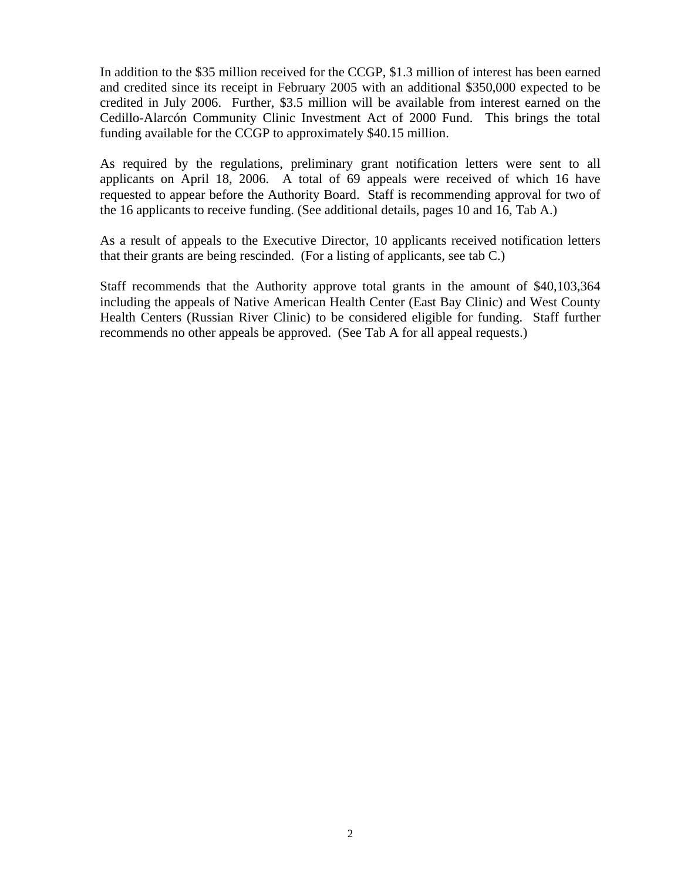In addition to the $35 million received for the CCGP, $1.3 million of interest has been earned and credited since its receipt in February 2005 with an additional $350,000 expected to be credited in July 2006. Further, $3.5 million will be available from interest earned on the Cedillo-Alarcón Community Clinic Investment Act of 2000 Fund. This brings the total funding available for the CCGP to approximately $40.15 million.

As required by the regulations, preliminary grant notification letters were sent to all applicants on April 18, 2006. A total of 69 appeals were received of which 16 have requested to appear before the Authority Board. Staff is recommending approval for two of the 16 applicants to receive funding. (See additional details, pages 10 and 16, Tab A.)

As a result of appeals to the Executive Director, 10 applicants received notification letters that their grants are being rescinded. (For a listing of applicants, see tab C.)

Staff recommends that the Authority approve total grants in the amount of $40,103,364 including the appeals of Native American Health Center (East Bay Clinic) and West County Health Centers (Russian River Clinic) to be considered eligible for funding. Staff further recommends no other appeals be approved. (See Tab A for all appeal requests.)